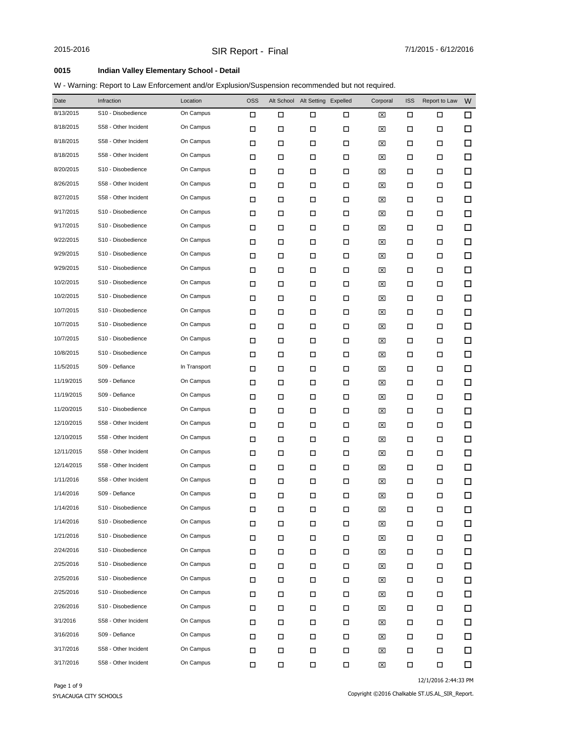# SIR Report - Final

2015-2016 7/1/2015 - 6/12/2016

## 0015 Indian Valley Elementary School - Detail

W - Warning: Report to Law Enforcement and/or Explusion/Suspension recommended but not required.

| Date | Infraction | Location | OSS | Alt School | Alt Setting | Expelled | Corporal | ISS | Report to Law | W |
|---|---|---|---|---|---|---|---|---|---|---|
| 8/13/2015 | S10 - Disobedience | On Campus | ☐ | ☐ | ☐ | ☐ | ☒ | ☐ | ☐ | ☐ |
| 8/18/2015 | S58 - Other Incident | On Campus | ☐ | ☐ | ☐ | ☐ | ☒ | ☐ | ☐ | ☐ |
| 8/18/2015 | S58 - Other Incident | On Campus | ☐ | ☐ | ☐ | ☐ | ☒ | ☐ | ☐ | ☐ |
| 8/18/2015 | S58 - Other Incident | On Campus | ☐ | ☐ | ☐ | ☐ | ☒ | ☐ | ☐ | ☐ |
| 8/20/2015 | S10 - Disobedience | On Campus | ☐ | ☐ | ☐ | ☐ | ☒ | ☐ | ☐ | ☐ |
| 8/26/2015 | S58 - Other Incident | On Campus | ☐ | ☐ | ☐ | ☐ | ☒ | ☐ | ☐ | ☐ |
| 8/27/2015 | S58 - Other Incident | On Campus | ☐ | ☐ | ☐ | ☐ | ☒ | ☐ | ☐ | ☐ |
| 9/17/2015 | S10 - Disobedience | On Campus | ☐ | ☐ | ☐ | ☐ | ☒ | ☐ | ☐ | ☐ |
| 9/17/2015 | S10 - Disobedience | On Campus | ☐ | ☐ | ☐ | ☐ | ☒ | ☐ | ☐ | ☐ |
| 9/22/2015 | S10 - Disobedience | On Campus | ☐ | ☐ | ☐ | ☐ | ☒ | ☐ | ☐ | ☐ |
| 9/29/2015 | S10 - Disobedience | On Campus | ☐ | ☐ | ☐ | ☐ | ☒ | ☐ | ☐ | ☐ |
| 9/29/2015 | S10 - Disobedience | On Campus | ☐ | ☐ | ☐ | ☐ | ☒ | ☐ | ☐ | ☐ |
| 10/2/2015 | S10 - Disobedience | On Campus | ☐ | ☐ | ☐ | ☐ | ☒ | ☐ | ☐ | ☐ |
| 10/2/2015 | S10 - Disobedience | On Campus | ☐ | ☐ | ☐ | ☐ | ☒ | ☐ | ☐ | ☐ |
| 10/7/2015 | S10 - Disobedience | On Campus | ☐ | ☐ | ☐ | ☐ | ☒ | ☐ | ☐ | ☐ |
| 10/7/2015 | S10 - Disobedience | On Campus | ☐ | ☐ | ☐ | ☐ | ☒ | ☐ | ☐ | ☐ |
| 10/7/2015 | S10 - Disobedience | On Campus | ☐ | ☐ | ☐ | ☐ | ☒ | ☐ | ☐ | ☐ |
| 10/8/2015 | S10 - Disobedience | On Campus | ☐ | ☐ | ☐ | ☐ | ☒ | ☐ | ☐ | ☐ |
| 11/5/2015 | S09 - Defiance | In Transport | ☐ | ☐ | ☐ | ☐ | ☒ | ☐ | ☐ | ☐ |
| 11/19/2015 | S09 - Defiance | On Campus | ☐ | ☐ | ☐ | ☐ | ☒ | ☐ | ☐ | ☐ |
| 11/19/2015 | S09 - Defiance | On Campus | ☐ | ☐ | ☐ | ☐ | ☒ | ☐ | ☐ | ☐ |
| 11/20/2015 | S10 - Disobedience | On Campus | ☐ | ☐ | ☐ | ☐ | ☒ | ☐ | ☐ | ☐ |
| 12/10/2015 | S58 - Other Incident | On Campus | ☐ | ☐ | ☐ | ☐ | ☒ | ☐ | ☐ | ☐ |
| 12/10/2015 | S58 - Other Incident | On Campus | ☐ | ☐ | ☐ | ☐ | ☒ | ☐ | ☐ | ☐ |
| 12/11/2015 | S58 - Other Incident | On Campus | ☐ | ☐ | ☐ | ☐ | ☒ | ☐ | ☐ | ☐ |
| 12/14/2015 | S58 - Other Incident | On Campus | ☐ | ☐ | ☐ | ☐ | ☒ | ☐ | ☐ | ☐ |
| 1/11/2016 | S58 - Other Incident | On Campus | ☐ | ☐ | ☐ | ☐ | ☒ | ☐ | ☐ | ☐ |
| 1/14/2016 | S09 - Defiance | On Campus | ☐ | ☐ | ☐ | ☐ | ☒ | ☐ | ☐ | ☐ |
| 1/14/2016 | S10 - Disobedience | On Campus | ☐ | ☐ | ☐ | ☐ | ☒ | ☐ | ☐ | ☐ |
| 1/14/2016 | S10 - Disobedience | On Campus | ☐ | ☐ | ☐ | ☐ | ☒ | ☐ | ☐ | ☐ |
| 1/21/2016 | S10 - Disobedience | On Campus | ☐ | ☐ | ☐ | ☐ | ☒ | ☐ | ☐ | ☐ |
| 2/24/2016 | S10 - Disobedience | On Campus | ☐ | ☐ | ☐ | ☐ | ☒ | ☐ | ☐ | ☐ |
| 2/25/2016 | S10 - Disobedience | On Campus | ☐ | ☐ | ☐ | ☐ | ☒ | ☐ | ☐ | ☐ |
| 2/25/2016 | S10 - Disobedience | On Campus | ☐ | ☐ | ☐ | ☐ | ☒ | ☐ | ☐ | ☐ |
| 2/25/2016 | S10 - Disobedience | On Campus | ☐ | ☐ | ☐ | ☐ | ☒ | ☐ | ☐ | ☐ |
| 2/26/2016 | S10 - Disobedience | On Campus | ☐ | ☐ | ☐ | ☐ | ☒ | ☐ | ☐ | ☐ |
| 3/1/2016 | S58 - Other Incident | On Campus | ☐ | ☐ | ☐ | ☐ | ☒ | ☐ | ☐ | ☐ |
| 3/16/2016 | S09 - Defiance | On Campus | ☐ | ☐ | ☐ | ☐ | ☒ | ☐ | ☐ | ☐ |
| 3/17/2016 | S58 - Other Incident | On Campus | ☐ | ☐ | ☐ | ☐ | ☒ | ☐ | ☐ | ☐ |
| 3/17/2016 | S58 - Other Incident | On Campus | ☐ | ☐ | ☐ | ☐ | ☒ | ☐ | ☐ | ☐ |

12/1/2016 2:44:33 PM

SYLACAUGA CITY SCHOOLS

Copyright ©2016 Chalkable ST.US.AL_SIR_Report.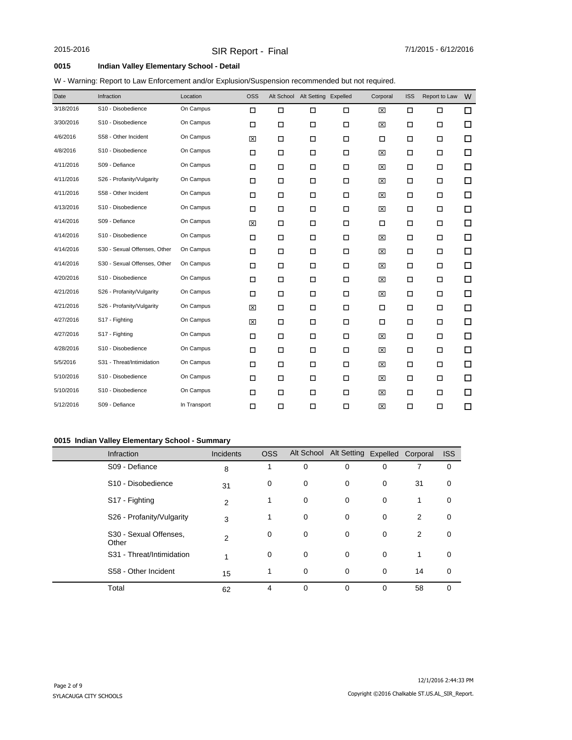## SIR Report - Final

2015-2016 | 7/1/2015 - 6/12/2016

### 0015 Indian Valley Elementary School - Detail

W - Warning: Report to Law Enforcement and/or Explusion/Suspension recommended but not required.

| Date | Infraction | Location | OSS | Alt School | Alt Setting | Expelled | Corporal | ISS | Report to Law | W |
|---|---|---|---|---|---|---|---|---|---|---|
| 3/18/2016 | S10 - Disobedience | On Campus | ☐ | ☐ | ☐ | ☐ | ☒ | ☐ | ☐ | ☐ |
| 3/30/2016 | S10 - Disobedience | On Campus | ☐ | ☐ | ☐ | ☐ | ☒ | ☐ | ☐ | ☐ |
| 4/6/2016 | S58 - Other Incident | On Campus | ☒ | ☐ | ☐ | ☐ | ☐ | ☐ | ☐ | ☐ |
| 4/8/2016 | S10 - Disobedience | On Campus | ☐ | ☐ | ☐ | ☐ | ☒ | ☐ | ☐ | ☐ |
| 4/11/2016 | S09 - Defiance | On Campus | ☐ | ☐ | ☐ | ☐ | ☒ | ☐ | ☐ | ☐ |
| 4/11/2016 | S26 - Profanity/Vulgarity | On Campus | ☐ | ☐ | ☐ | ☐ | ☒ | ☐ | ☐ | ☐ |
| 4/11/2016 | S58 - Other Incident | On Campus | ☐ | ☐ | ☐ | ☐ | ☒ | ☐ | ☐ | ☐ |
| 4/13/2016 | S10 - Disobedience | On Campus | ☐ | ☐ | ☐ | ☐ | ☒ | ☐ | ☐ | ☐ |
| 4/14/2016 | S09 - Defiance | On Campus | ☒ | ☐ | ☐ | ☐ | ☐ | ☐ | ☐ | ☐ |
| 4/14/2016 | S10 - Disobedience | On Campus | ☐ | ☐ | ☐ | ☐ | ☒ | ☐ | ☐ | ☐ |
| 4/14/2016 | S30 - Sexual Offenses, Other | On Campus | ☐ | ☐ | ☐ | ☐ | ☒ | ☐ | ☐ | ☐ |
| 4/14/2016 | S30 - Sexual Offenses, Other | On Campus | ☐ | ☐ | ☐ | ☐ | ☒ | ☐ | ☐ | ☐ |
| 4/20/2016 | S10 - Disobedience | On Campus | ☐ | ☐ | ☐ | ☐ | ☒ | ☐ | ☐ | ☐ |
| 4/21/2016 | S26 - Profanity/Vulgarity | On Campus | ☐ | ☐ | ☐ | ☐ | ☒ | ☐ | ☐ | ☐ |
| 4/21/2016 | S26 - Profanity/Vulgarity | On Campus | ☒ | ☐ | ☐ | ☐ | ☐ | ☐ | ☐ | ☐ |
| 4/27/2016 | S17 - Fighting | On Campus | ☒ | ☐ | ☐ | ☐ | ☐ | ☐ | ☐ | ☐ |
| 4/27/2016 | S17 - Fighting | On Campus | ☐ | ☐ | ☐ | ☐ | ☒ | ☐ | ☐ | ☐ |
| 4/28/2016 | S10 - Disobedience | On Campus | ☐ | ☐ | ☐ | ☐ | ☒ | ☐ | ☐ | ☐ |
| 5/5/2016 | S31 - Threat/Intimidation | On Campus | ☐ | ☐ | ☐ | ☐ | ☒ | ☐ | ☐ | ☐ |
| 5/10/2016 | S10 - Disobedience | On Campus | ☐ | ☐ | ☐ | ☐ | ☒ | ☐ | ☐ | ☐ |
| 5/10/2016 | S10 - Disobedience | On Campus | ☐ | ☐ | ☐ | ☐ | ☒ | ☐ | ☐ | ☐ |
| 5/12/2016 | S09 - Defiance | In Transport | ☐ | ☐ | ☐ | ☐ | ☒ | ☐ | ☐ | ☐ |

### 0015 Indian Valley Elementary School - Summary

| Infraction | Incidents | OSS | Alt School | Alt Setting | Expelled | Corporal | ISS |
|---|---|---|---|---|---|---|---|
| S09 - Defiance | 8 | 1 | 0 | 0 | 0 | 7 | 0 |
| S10 - Disobedience | 31 | 0 | 0 | 0 | 0 | 31 | 0 |
| S17 - Fighting | 2 | 1 | 0 | 0 | 0 | 1 | 0 |
| S26 - Profanity/Vulgarity | 3 | 1 | 0 | 0 | 0 | 2 | 0 |
| S30 - Sexual Offenses, Other | 2 | 0 | 0 | 0 | 0 | 2 | 0 |
| S31 - Threat/Intimidation | 1 | 0 | 0 | 0 | 0 | 1 | 0 |
| S58 - Other Incident | 15 | 1 | 0 | 0 | 0 | 14 | 0 |
| Total | 62 | 4 | 0 | 0 | 0 | 58 | 0 |

12/1/2016 2:44:33 PM

SYLACAUGA CITY SCHOOLS

Copyright ©2016 Chalkable ST.US.AL_SIR_Report.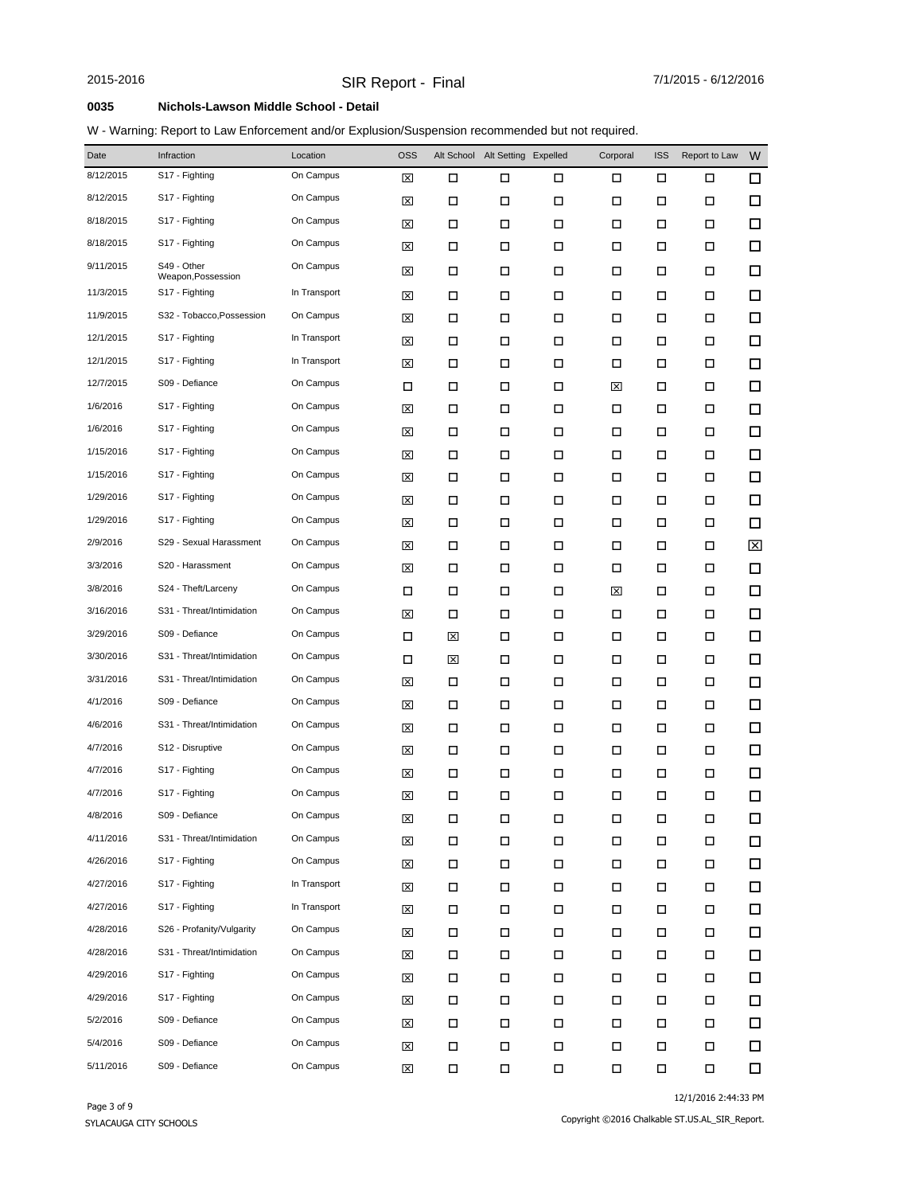# SIR Report - Final

2015-2016 — 7/1/2015 - 6/12/2016

**0035 Nichols-Lawson Middle School - Detail**

W - Warning: Report to Law Enforcement and/or Explusion/Suspension recommended but not required.

| Date | Infraction | Location | OSS | Alt School | Alt Setting | Expelled | Corporal | ISS | Report to Law | W |
|---|---|---|---|---|---|---|---|---|---|---|
| 8/12/2015 | S17 - Fighting | On Campus | ☒ | ☐ | ☐ | ☐ | ☐ | ☐ | ☐ | ☐ |
| 8/12/2015 | S17 - Fighting | On Campus | ☒ | ☐ | ☐ | ☐ | ☐ | ☐ | ☐ | ☐ |
| 8/18/2015 | S17 - Fighting | On Campus | ☒ | ☐ | ☐ | ☐ | ☐ | ☐ | ☐ | ☐ |
| 8/18/2015 | S17 - Fighting | On Campus | ☒ | ☐ | ☐ | ☐ | ☐ | ☐ | ☐ | ☐ |
| 9/11/2015 | S49 - Other Weapon,Possession | On Campus | ☒ | ☐ | ☐ | ☐ | ☐ | ☐ | ☐ | ☐ |
| 11/3/2015 | S17 - Fighting | In Transport | ☒ | ☐ | ☐ | ☐ | ☐ | ☐ | ☐ | ☐ |
| 11/9/2015 | S32 - Tobacco,Possession | On Campus | ☒ | ☐ | ☐ | ☐ | ☐ | ☐ | ☐ | ☐ |
| 12/1/2015 | S17 - Fighting | In Transport | ☒ | ☐ | ☐ | ☐ | ☐ | ☐ | ☐ | ☐ |
| 12/1/2015 | S17 - Fighting | In Transport | ☒ | ☐ | ☐ | ☐ | ☐ | ☐ | ☐ | ☐ |
| 12/7/2015 | S09 - Defiance | On Campus | ☐ | ☐ | ☐ | ☐ | ☒ | ☐ | ☐ | ☐ |
| 1/6/2016 | S17 - Fighting | On Campus | ☒ | ☐ | ☐ | ☐ | ☐ | ☐ | ☐ | ☐ |
| 1/6/2016 | S17 - Fighting | On Campus | ☒ | ☐ | ☐ | ☐ | ☐ | ☐ | ☐ | ☐ |
| 1/15/2016 | S17 - Fighting | On Campus | ☒ | ☐ | ☐ | ☐ | ☐ | ☐ | ☐ | ☐ |
| 1/15/2016 | S17 - Fighting | On Campus | ☒ | ☐ | ☐ | ☐ | ☐ | ☐ | ☐ | ☐ |
| 1/29/2016 | S17 - Fighting | On Campus | ☒ | ☐ | ☐ | ☐ | ☐ | ☐ | ☐ | ☐ |
| 1/29/2016 | S17 - Fighting | On Campus | ☒ | ☐ | ☐ | ☐ | ☐ | ☐ | ☐ | ☐ |
| 2/9/2016 | S29 - Sexual Harassment | On Campus | ☒ | ☐ | ☐ | ☐ | ☐ | ☐ | ☐ | ☒ |
| 3/3/2016 | S20 - Harassment | On Campus | ☒ | ☐ | ☐ | ☐ | ☐ | ☐ | ☐ | ☐ |
| 3/8/2016 | S24 - Theft/Larceny | On Campus | ☐ | ☐ | ☐ | ☐ | ☒ | ☐ | ☐ | ☐ |
| 3/16/2016 | S31 - Threat/Intimidation | On Campus | ☒ | ☐ | ☐ | ☐ | ☐ | ☐ | ☐ | ☐ |
| 3/29/2016 | S09 - Defiance | On Campus | ☐ | ☒ | ☐ | ☐ | ☐ | ☐ | ☐ | ☐ |
| 3/30/2016 | S31 - Threat/Intimidation | On Campus | ☐ | ☒ | ☐ | ☐ | ☐ | ☐ | ☐ | ☐ |
| 3/31/2016 | S31 - Threat/Intimidation | On Campus | ☒ | ☐ | ☐ | ☐ | ☐ | ☐ | ☐ | ☐ |
| 4/1/2016 | S09 - Defiance | On Campus | ☒ | ☐ | ☐ | ☐ | ☐ | ☐ | ☐ | ☐ |
| 4/6/2016 | S31 - Threat/Intimidation | On Campus | ☒ | ☐ | ☐ | ☐ | ☐ | ☐ | ☐ | ☐ |
| 4/7/2016 | S12 - Disruptive | On Campus | ☒ | ☐ | ☐ | ☐ | ☐ | ☐ | ☐ | ☐ |
| 4/7/2016 | S17 - Fighting | On Campus | ☒ | ☐ | ☐ | ☐ | ☐ | ☐ | ☐ | ☐ |
| 4/7/2016 | S17 - Fighting | On Campus | ☒ | ☐ | ☐ | ☐ | ☐ | ☐ | ☐ | ☐ |
| 4/8/2016 | S09 - Defiance | On Campus | ☒ | ☐ | ☐ | ☐ | ☐ | ☐ | ☐ | ☐ |
| 4/11/2016 | S31 - Threat/Intimidation | On Campus | ☒ | ☐ | ☐ | ☐ | ☐ | ☐ | ☐ | ☐ |
| 4/26/2016 | S17 - Fighting | On Campus | ☒ | ☐ | ☐ | ☐ | ☐ | ☐ | ☐ | ☐ |
| 4/27/2016 | S17 - Fighting | In Transport | ☒ | ☐ | ☐ | ☐ | ☐ | ☐ | ☐ | ☐ |
| 4/27/2016 | S17 - Fighting | In Transport | ☒ | ☐ | ☐ | ☐ | ☐ | ☐ | ☐ | ☐ |
| 4/28/2016 | S26 - Profanity/Vulgarity | On Campus | ☒ | ☐ | ☐ | ☐ | ☐ | ☐ | ☐ | ☐ |
| 4/28/2016 | S31 - Threat/Intimidation | On Campus | ☒ | ☐ | ☐ | ☐ | ☐ | ☐ | ☐ | ☐ |
| 4/29/2016 | S17 - Fighting | On Campus | ☒ | ☐ | ☐ | ☐ | ☐ | ☐ | ☐ | ☐ |
| 4/29/2016 | S17 - Fighting | On Campus | ☒ | ☐ | ☐ | ☐ | ☐ | ☐ | ☐ | ☐ |
| 5/2/2016 | S09 - Defiance | On Campus | ☒ | ☐ | ☐ | ☐ | ☐ | ☐ | ☐ | ☐ |
| 5/4/2016 | S09 - Defiance | On Campus | ☒ | ☐ | ☐ | ☐ | ☐ | ☐ | ☐ | ☐ |
| 5/11/2016 | S09 - Defiance | On Campus | ☒ | ☐ | ☐ | ☐ | ☐ | ☐ | ☐ | ☐ |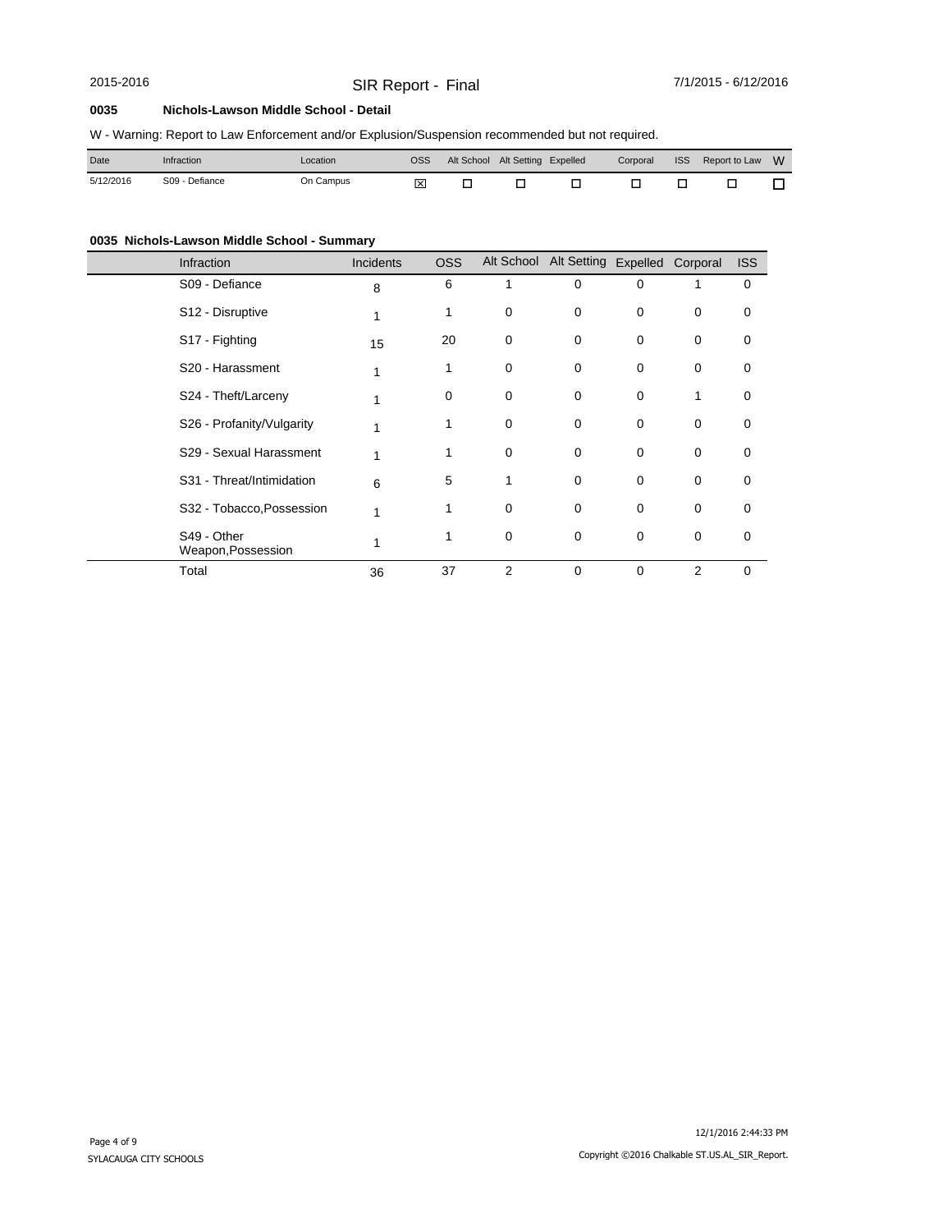2015-2016 SIR Report - Final 7/1/2015 - 6/12/2016

**0035 Nichols-Lawson Middle School - Detail**

W - Warning: Report to Law Enforcement and/or Explusion/Suspension recommended but not required.

| Date | Infraction | Location | OSS | Alt School | Alt Setting | Expelled | Corporal | ISS | Report to Law | W |
|---|---|---|---|---|---|---|---|---|---|---|
| 5/12/2016 | S09 - Defiance | On Campus | ☒ | ☐ | ☐ | ☐ | ☐ | ☐ | ☐ | ☐ |

**0035 Nichols-Lawson Middle School - Summary**

| Infraction | Incidents | OSS | Alt School | Alt Setting | Expelled | Corporal | ISS |
|---|---|---|---|---|---|---|---|
| S09 - Defiance | 8 | 6 | 1 | 0 | 0 | 1 | 0 |
| S12 - Disruptive | 1 | 1 | 0 | 0 | 0 | 0 | 0 |
| S17 - Fighting | 15 | 20 | 0 | 0 | 0 | 0 | 0 |
| S20 - Harassment | 1 | 1 | 0 | 0 | 0 | 0 | 0 |
| S24 - Theft/Larceny | 1 | 0 | 0 | 0 | 0 | 1 | 0 |
| S26 - Profanity/Vulgarity | 1 | 1 | 0 | 0 | 0 | 0 | 0 |
| S29 - Sexual Harassment | 1 | 1 | 0 | 0 | 0 | 0 | 0 |
| S31 - Threat/Intimidation | 6 | 5 | 1 | 0 | 0 | 0 | 0 |
| S32 - Tobacco,Possession | 1 | 1 | 0 | 0 | 0 | 0 | 0 |
| S49 - Other Weapon,Possession | 1 | 1 | 0 | 0 | 0 | 0 | 0 |
| Total | 36 | 37 | 2 | 0 | 0 | 2 | 0 |

SYLACAUGA CITY SCHOOLS

12/1/2016 2:44:33 PM

Copyright ©2016 Chalkable ST.US.AL_SIR_Report.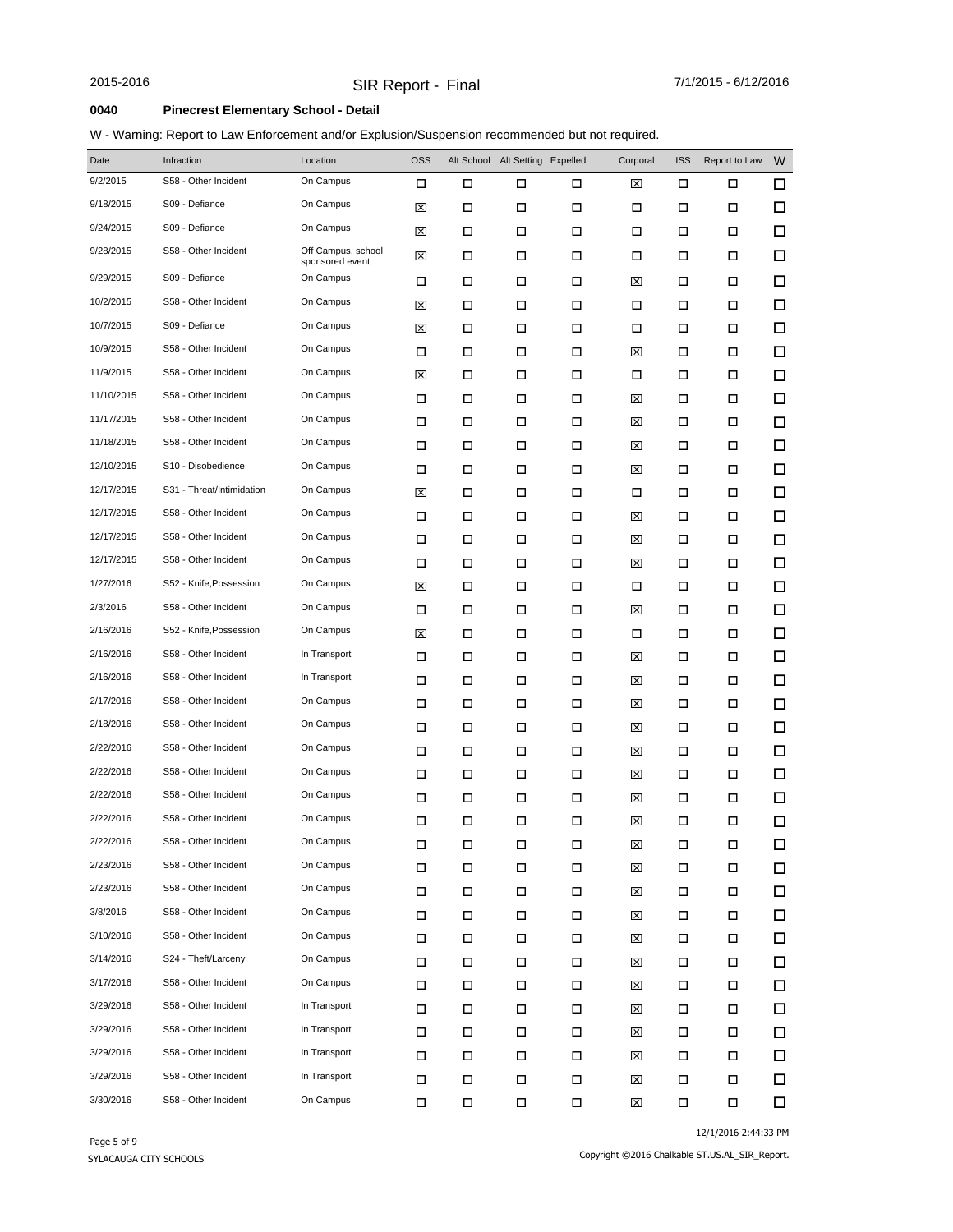# SIR Report - Final

2015-2016 | 7/1/2015 - 6/12/2016

## 0040 Pinecrest Elementary School - Detail

W - Warning: Report to Law Enforcement and/or Explusion/Suspension recommended but not required.

| Date | Infraction | Location | OSS | Alt School | Alt Setting | Expelled | Corporal | ISS | Report to Law | W |
|---|---|---|---|---|---|---|---|---|---|---|
| 9/2/2015 | S58 - Other Incident | On Campus | ☐ | ☐ | ☐ | ☐ | ☒ | ☐ | ☐ | ☐ |
| 9/18/2015 | S09 - Defiance | On Campus | ☒ | ☐ | ☐ | ☐ | ☐ | ☐ | ☐ | ☐ |
| 9/24/2015 | S09 - Defiance | On Campus | ☒ | ☐ | ☐ | ☐ | ☐ | ☐ | ☐ | ☐ |
| 9/28/2015 | S58 - Other Incident | Off Campus, school sponsored event | ☒ | ☐ | ☐ | ☐ | ☐ | ☐ | ☐ | ☐ |
| 9/29/2015 | S09 - Defiance | On Campus | ☐ | ☐ | ☐ | ☐ | ☒ | ☐ | ☐ | ☐ |
| 10/2/2015 | S58 - Other Incident | On Campus | ☒ | ☐ | ☐ | ☐ | ☐ | ☐ | ☐ | ☐ |
| 10/7/2015 | S09 - Defiance | On Campus | ☒ | ☐ | ☐ | ☐ | ☐ | ☐ | ☐ | ☐ |
| 10/9/2015 | S58 - Other Incident | On Campus | ☐ | ☐ | ☐ | ☐ | ☒ | ☐ | ☐ | ☐ |
| 11/9/2015 | S58 - Other Incident | On Campus | ☒ | ☐ | ☐ | ☐ | ☐ | ☐ | ☐ | ☐ |
| 11/10/2015 | S58 - Other Incident | On Campus | ☐ | ☐ | ☐ | ☐ | ☒ | ☐ | ☐ | ☐ |
| 11/17/2015 | S58 - Other Incident | On Campus | ☐ | ☐ | ☐ | ☐ | ☒ | ☐ | ☐ | ☐ |
| 11/18/2015 | S58 - Other Incident | On Campus | ☐ | ☐ | ☐ | ☐ | ☒ | ☐ | ☐ | ☐ |
| 12/10/2015 | S10 - Disobedience | On Campus | ☐ | ☐ | ☐ | ☐ | ☒ | ☐ | ☐ | ☐ |
| 12/17/2015 | S31 - Threat/Intimidation | On Campus | ☒ | ☐ | ☐ | ☐ | ☐ | ☐ | ☐ | ☐ |
| 12/17/2015 | S58 - Other Incident | On Campus | ☐ | ☐ | ☐ | ☐ | ☒ | ☐ | ☐ | ☐ |
| 12/17/2015 | S58 - Other Incident | On Campus | ☐ | ☐ | ☐ | ☐ | ☒ | ☐ | ☐ | ☐ |
| 12/17/2015 | S58 - Other Incident | On Campus | ☐ | ☐ | ☐ | ☐ | ☒ | ☐ | ☐ | ☐ |
| 1/27/2016 | S52 - Knife,Possession | On Campus | ☒ | ☐ | ☐ | ☐ | ☐ | ☐ | ☐ | ☐ |
| 2/3/2016 | S58 - Other Incident | On Campus | ☐ | ☐ | ☐ | ☐ | ☒ | ☐ | ☐ | ☐ |
| 2/16/2016 | S52 - Knife,Possession | On Campus | ☒ | ☐ | ☐ | ☐ | ☐ | ☐ | ☐ | ☐ |
| 2/16/2016 | S58 - Other Incident | In Transport | ☐ | ☐ | ☐ | ☐ | ☒ | ☐ | ☐ | ☐ |
| 2/16/2016 | S58 - Other Incident | In Transport | ☐ | ☐ | ☐ | ☐ | ☒ | ☐ | ☐ | ☐ |
| 2/17/2016 | S58 - Other Incident | On Campus | ☐ | ☐ | ☐ | ☐ | ☒ | ☐ | ☐ | ☐ |
| 2/18/2016 | S58 - Other Incident | On Campus | ☐ | ☐ | ☐ | ☐ | ☒ | ☐ | ☐ | ☐ |
| 2/22/2016 | S58 - Other Incident | On Campus | ☐ | ☐ | ☐ | ☐ | ☒ | ☐ | ☐ | ☐ |
| 2/22/2016 | S58 - Other Incident | On Campus | ☐ | ☐ | ☐ | ☐ | ☒ | ☐ | ☐ | ☐ |
| 2/22/2016 | S58 - Other Incident | On Campus | ☐ | ☐ | ☐ | ☐ | ☒ | ☐ | ☐ | ☐ |
| 2/22/2016 | S58 - Other Incident | On Campus | ☐ | ☐ | ☐ | ☐ | ☒ | ☐ | ☐ | ☐ |
| 2/22/2016 | S58 - Other Incident | On Campus | ☐ | ☐ | ☐ | ☐ | ☒ | ☐ | ☐ | ☐ |
| 2/23/2016 | S58 - Other Incident | On Campus | ☐ | ☐ | ☐ | ☐ | ☒ | ☐ | ☐ | ☐ |
| 2/23/2016 | S58 - Other Incident | On Campus | ☐ | ☐ | ☐ | ☐ | ☒ | ☐ | ☐ | ☐ |
| 3/8/2016 | S58 - Other Incident | On Campus | ☐ | ☐ | ☐ | ☐ | ☒ | ☐ | ☐ | ☐ |
| 3/10/2016 | S58 - Other Incident | On Campus | ☐ | ☐ | ☐ | ☐ | ☒ | ☐ | ☐ | ☐ |
| 3/14/2016 | S24 - Theft/Larceny | On Campus | ☐ | ☐ | ☐ | ☐ | ☒ | ☐ | ☐ | ☐ |
| 3/17/2016 | S58 - Other Incident | On Campus | ☐ | ☐ | ☐ | ☐ | ☒ | ☐ | ☐ | ☐ |
| 3/29/2016 | S58 - Other Incident | In Transport | ☐ | ☐ | ☐ | ☐ | ☒ | ☐ | ☐ | ☐ |
| 3/29/2016 | S58 - Other Incident | In Transport | ☐ | ☐ | ☐ | ☐ | ☒ | ☐ | ☐ | ☐ |
| 3/29/2016 | S58 - Other Incident | In Transport | ☐ | ☐ | ☐ | ☐ | ☒ | ☐ | ☐ | ☐ |
| 3/29/2016 | S58 - Other Incident | In Transport | ☐ | ☐ | ☐ | ☐ | ☒ | ☐ | ☐ | ☐ |
| 3/30/2016 | S58 - Other Incident | On Campus | ☐ | ☐ | ☐ | ☐ | ☒ | ☐ | ☐ | ☐ |

12/1/2016 2:44:33 PM

SYLACAUGA CITY SCHOOLS

Copyright ©2016 Chalkable ST.US.AL_SIR_Report.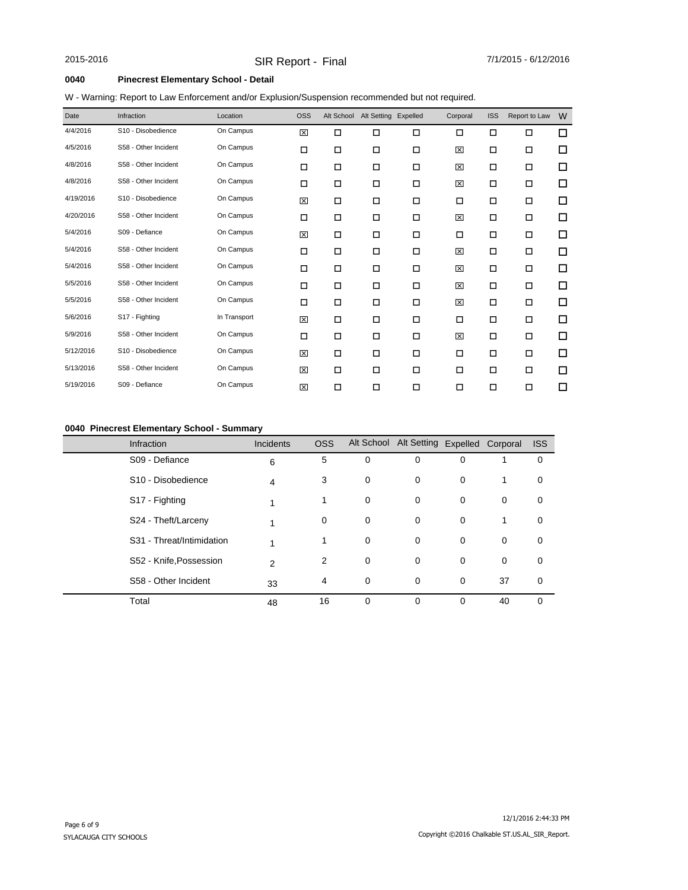2015-2016 **SIR Report - Final** 7/1/2015 - 6/12/2016

## 0040 Pinecrest Elementary School - Detail

W - Warning: Report to Law Enforcement and/or Explusion/Suspension recommended but not required.

| Date | Infraction | Location | OSS | Alt School | Alt Setting | Expelled | Corporal | ISS | Report to Law | W |
|---|---|---|---|---|---|---|---|---|---|---|
| 4/4/2016 | S10 - Disobedience | On Campus | ☒ | ☐ | ☐ | ☐ | ☐ | ☐ | ☐ | ☐ |
| 4/5/2016 | S58 - Other Incident | On Campus | ☐ | ☐ | ☐ | ☐ | ☒ | ☐ | ☐ | ☐ |
| 4/8/2016 | S58 - Other Incident | On Campus | ☐ | ☐ | ☐ | ☐ | ☒ | ☐ | ☐ | ☐ |
| 4/8/2016 | S58 - Other Incident | On Campus | ☐ | ☐ | ☐ | ☐ | ☒ | ☐ | ☐ | ☐ |
| 4/19/2016 | S10 - Disobedience | On Campus | ☒ | ☐ | ☐ | ☐ | ☐ | ☐ | ☐ | ☐ |
| 4/20/2016 | S58 - Other Incident | On Campus | ☐ | ☐ | ☐ | ☐ | ☒ | ☐ | ☐ | ☐ |
| 5/4/2016 | S09 - Defiance | On Campus | ☒ | ☐ | ☐ | ☐ | ☐ | ☐ | ☐ | ☐ |
| 5/4/2016 | S58 - Other Incident | On Campus | ☐ | ☐ | ☐ | ☐ | ☒ | ☐ | ☐ | ☐ |
| 5/4/2016 | S58 - Other Incident | On Campus | ☐ | ☐ | ☐ | ☐ | ☒ | ☐ | ☐ | ☐ |
| 5/5/2016 | S58 - Other Incident | On Campus | ☐ | ☐ | ☐ | ☐ | ☒ | ☐ | ☐ | ☐ |
| 5/5/2016 | S58 - Other Incident | On Campus | ☐ | ☐ | ☐ | ☐ | ☒ | ☐ | ☐ | ☐ |
| 5/6/2016 | S17 - Fighting | In Transport | ☒ | ☐ | ☐ | ☐ | ☐ | ☐ | ☐ | ☐ |
| 5/9/2016 | S58 - Other Incident | On Campus | ☐ | ☐ | ☐ | ☐ | ☒ | ☐ | ☐ | ☐ |
| 5/12/2016 | S10 - Disobedience | On Campus | ☒ | ☐ | ☐ | ☐ | ☐ | ☐ | ☐ | ☐ |
| 5/13/2016 | S58 - Other Incident | On Campus | ☒ | ☐ | ☐ | ☐ | ☐ | ☐ | ☐ | ☐ |
| 5/19/2016 | S09 - Defiance | On Campus | ☒ | ☐ | ☐ | ☐ | ☐ | ☐ | ☐ | ☐ |

## 0040 Pinecrest Elementary School - Summary

| Infraction | Incidents | OSS | Alt School | Alt Setting | Expelled | Corporal | ISS |
|---|---|---|---|---|---|---|---|
| S09 - Defiance | 6 | 5 | 0 | 0 | 0 | 1 | 0 |
| S10 - Disobedience | 4 | 3 | 0 | 0 | 0 | 1 | 0 |
| S17 - Fighting | 1 | 1 | 0 | 0 | 0 | 0 | 0 |
| S24 - Theft/Larceny | 1 | 0 | 0 | 0 | 0 | 1 | 0 |
| S31 - Threat/Intimidation | 1 | 1 | 0 | 0 | 0 | 0 | 0 |
| S52 - Knife,Possession | 2 | 2 | 0 | 0 | 0 | 0 | 0 |
| S58 - Other Incident | 33 | 4 | 0 | 0 | 0 | 37 | 0 |
| Total | 48 | 16 | 0 | 0 | 0 | 40 | 0 |

SYLACAUGA CITY SCHOOLS

12/1/2016 2:44:33 PM

Copyright ©2016 Chalkable ST.US.AL_SIR_Report.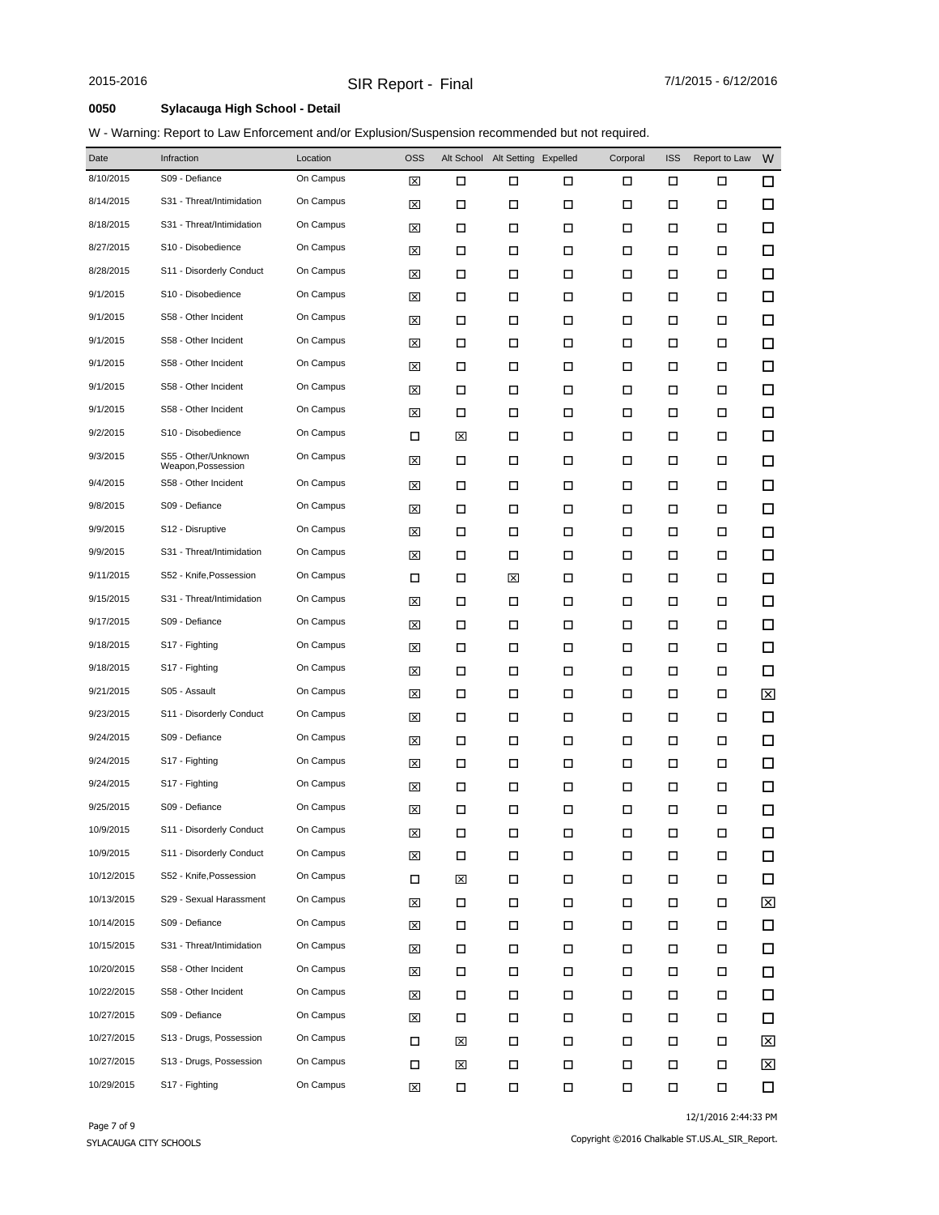2015-2016 SIR Report - Final 7/1/2015 - 6/12/2016

**0050 Sylacauga High School - Detail**

W - Warning: Report to Law Enforcement and/or Explusion/Suspension recommended but not required.

| Date | Infraction | Location | OSS | Alt School | Alt Setting | Expelled | Corporal | ISS | Report to Law | W |
|---|---|---|---|---|---|---|---|---|---|---|
| 8/10/2015 | S09 - Defiance | On Campus | ☒ | ☐ | ☐ | ☐ | ☐ | ☐ | ☐ | ☐ |
| 8/14/2015 | S31 - Threat/Intimidation | On Campus | ☒ | ☐ | ☐ | ☐ | ☐ | ☐ | ☐ | ☐ |
| 8/18/2015 | S31 - Threat/Intimidation | On Campus | ☒ | ☐ | ☐ | ☐ | ☐ | ☐ | ☐ | ☐ |
| 8/27/2015 | S10 - Disobedience | On Campus | ☒ | ☐ | ☐ | ☐ | ☐ | ☐ | ☐ | ☐ |
| 8/28/2015 | S11 - Disorderly Conduct | On Campus | ☒ | ☐ | ☐ | ☐ | ☐ | ☐ | ☐ | ☐ |
| 9/1/2015 | S10 - Disobedience | On Campus | ☒ | ☐ | ☐ | ☐ | ☐ | ☐ | ☐ | ☐ |
| 9/1/2015 | S58 - Other Incident | On Campus | ☒ | ☐ | ☐ | ☐ | ☐ | ☐ | ☐ | ☐ |
| 9/1/2015 | S58 - Other Incident | On Campus | ☒ | ☐ | ☐ | ☐ | ☐ | ☐ | ☐ | ☐ |
| 9/1/2015 | S58 - Other Incident | On Campus | ☒ | ☐ | ☐ | ☐ | ☐ | ☐ | ☐ | ☐ |
| 9/1/2015 | S58 - Other Incident | On Campus | ☒ | ☐ | ☐ | ☐ | ☐ | ☐ | ☐ | ☐ |
| 9/1/2015 | S58 - Other Incident | On Campus | ☒ | ☐ | ☐ | ☐ | ☐ | ☐ | ☐ | ☐ |
| 9/2/2015 | S10 - Disobedience | On Campus | ☐ | ☒ | ☐ | ☐ | ☐ | ☐ | ☐ | ☐ |
| 9/3/2015 | S55 - Other/Unknown Weapon,Possession | On Campus | ☒ | ☐ | ☐ | ☐ | ☐ | ☐ | ☐ | ☐ |
| 9/4/2015 | S58 - Other Incident | On Campus | ☒ | ☐ | ☐ | ☐ | ☐ | ☐ | ☐ | ☐ |
| 9/8/2015 | S09 - Defiance | On Campus | ☒ | ☐ | ☐ | ☐ | ☐ | ☐ | ☐ | ☐ |
| 9/9/2015 | S12 - Disruptive | On Campus | ☒ | ☐ | ☐ | ☐ | ☐ | ☐ | ☐ | ☐ |
| 9/9/2015 | S31 - Threat/Intimidation | On Campus | ☒ | ☐ | ☐ | ☐ | ☐ | ☐ | ☐ | ☐ |
| 9/11/2015 | S52 - Knife,Possession | On Campus | ☐ | ☐ | ☒ | ☐ | ☐ | ☐ | ☐ | ☐ |
| 9/15/2015 | S31 - Threat/Intimidation | On Campus | ☒ | ☐ | ☐ | ☐ | ☐ | ☐ | ☐ | ☐ |
| 9/17/2015 | S09 - Defiance | On Campus | ☒ | ☐ | ☐ | ☐ | ☐ | ☐ | ☐ | ☐ |
| 9/18/2015 | S17 - Fighting | On Campus | ☒ | ☐ | ☐ | ☐ | ☐ | ☐ | ☐ | ☐ |
| 9/18/2015 | S17 - Fighting | On Campus | ☒ | ☐ | ☐ | ☐ | ☐ | ☐ | ☐ | ☐ |
| 9/21/2015 | S05 - Assault | On Campus | ☒ | ☐ | ☐ | ☐ | ☐ | ☐ | ☐ | ☒ |
| 9/23/2015 | S11 - Disorderly Conduct | On Campus | ☒ | ☐ | ☐ | ☐ | ☐ | ☐ | ☐ | ☐ |
| 9/24/2015 | S09 - Defiance | On Campus | ☒ | ☐ | ☐ | ☐ | ☐ | ☐ | ☐ | ☐ |
| 9/24/2015 | S17 - Fighting | On Campus | ☒ | ☐ | ☐ | ☐ | ☐ | ☐ | ☐ | ☐ |
| 9/24/2015 | S17 - Fighting | On Campus | ☒ | ☐ | ☐ | ☐ | ☐ | ☐ | ☐ | ☐ |
| 9/25/2015 | S09 - Defiance | On Campus | ☒ | ☐ | ☐ | ☐ | ☐ | ☐ | ☐ | ☐ |
| 10/9/2015 | S11 - Disorderly Conduct | On Campus | ☒ | ☐ | ☐ | ☐ | ☐ | ☐ | ☐ | ☐ |
| 10/9/2015 | S11 - Disorderly Conduct | On Campus | ☒ | ☐ | ☐ | ☐ | ☐ | ☐ | ☐ | ☐ |
| 10/12/2015 | S52 - Knife,Possession | On Campus | ☐ | ☒ | ☐ | ☐ | ☐ | ☐ | ☐ | ☐ |
| 10/13/2015 | S29 - Sexual Harassment | On Campus | ☒ | ☐ | ☐ | ☐ | ☐ | ☐ | ☐ | ☒ |
| 10/14/2015 | S09 - Defiance | On Campus | ☒ | ☐ | ☐ | ☐ | ☐ | ☐ | ☐ | ☐ |
| 10/15/2015 | S31 - Threat/Intimidation | On Campus | ☒ | ☐ | ☐ | ☐ | ☐ | ☐ | ☐ | ☐ |
| 10/20/2015 | S58 - Other Incident | On Campus | ☒ | ☐ | ☐ | ☐ | ☐ | ☐ | ☐ | ☐ |
| 10/22/2015 | S58 - Other Incident | On Campus | ☒ | ☐ | ☐ | ☐ | ☐ | ☐ | ☐ | ☐ |
| 10/27/2015 | S09 - Defiance | On Campus | ☒ | ☐ | ☐ | ☐ | ☐ | ☐ | ☐ | ☐ |
| 10/27/2015 | S13 - Drugs, Possession | On Campus | ☐ | ☒ | ☐ | ☐ | ☐ | ☐ | ☐ | ☒ |
| 10/27/2015 | S13 - Drugs, Possession | On Campus | ☐ | ☒ | ☐ | ☐ | ☐ | ☐ | ☐ | ☒ |
| 10/29/2015 | S17 - Fighting | On Campus | ☒ | ☐ | ☐ | ☐ | ☐ | ☐ | ☐ | ☐ |

SYLACAUGA CITY SCHOOLS

12/1/2016 2:44:33 PM

Copyright ©2016 Chalkable ST.US.AL_SIR_Report.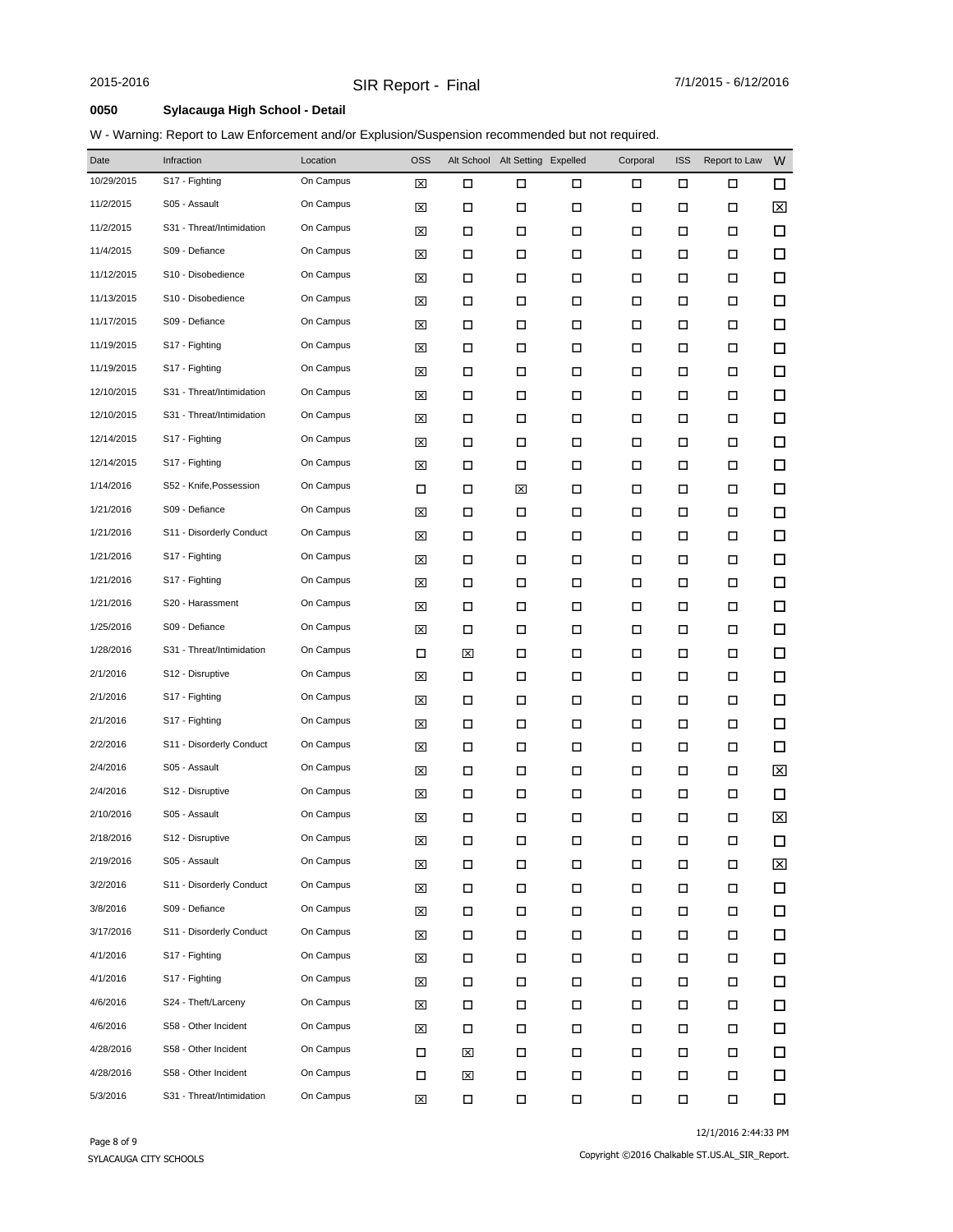2015-2016 SIR Report - Final 7/1/2015 - 6/12/2016

**0050 Sylacauga High School - Detail**

W - Warning: Report to Law Enforcement and/or Explusion/Suspension recommended but not required.

| Date | Infraction | Location | OSS | Alt School | Alt Setting | Expelled | Corporal | ISS | Report to Law | W |
|---|---|---|---|---|---|---|---|---|---|---|
| 10/29/2015 | S17 - Fighting | On Campus | ☒ | ☐ | ☐ | ☐ | ☐ | ☐ | ☐ | ☐ |
| 11/2/2015 | S05 - Assault | On Campus | ☒ | ☐ | ☐ | ☐ | ☐ | ☐ | ☐ | ☒ |
| 11/2/2015 | S31 - Threat/Intimidation | On Campus | ☒ | ☐ | ☐ | ☐ | ☐ | ☐ | ☐ | ☐ |
| 11/4/2015 | S09 - Defiance | On Campus | ☒ | ☐ | ☐ | ☐ | ☐ | ☐ | ☐ | ☐ |
| 11/12/2015 | S10 - Disobedience | On Campus | ☒ | ☐ | ☐ | ☐ | ☐ | ☐ | ☐ | ☐ |
| 11/13/2015 | S10 - Disobedience | On Campus | ☒ | ☐ | ☐ | ☐ | ☐ | ☐ | ☐ | ☐ |
| 11/17/2015 | S09 - Defiance | On Campus | ☒ | ☐ | ☐ | ☐ | ☐ | ☐ | ☐ | ☐ |
| 11/19/2015 | S17 - Fighting | On Campus | ☒ | ☐ | ☐ | ☐ | ☐ | ☐ | ☐ | ☐ |
| 11/19/2015 | S17 - Fighting | On Campus | ☒ | ☐ | ☐ | ☐ | ☐ | ☐ | ☐ | ☐ |
| 12/10/2015 | S31 - Threat/Intimidation | On Campus | ☒ | ☐ | ☐ | ☐ | ☐ | ☐ | ☐ | ☐ |
| 12/10/2015 | S31 - Threat/Intimidation | On Campus | ☒ | ☐ | ☐ | ☐ | ☐ | ☐ | ☐ | ☐ |
| 12/14/2015 | S17 - Fighting | On Campus | ☒ | ☐ | ☐ | ☐ | ☐ | ☐ | ☐ | ☐ |
| 12/14/2015 | S17 - Fighting | On Campus | ☒ | ☐ | ☐ | ☐ | ☐ | ☐ | ☐ | ☐ |
| 1/14/2016 | S52 - Knife,Possession | On Campus | ☐ | ☐ | ☒ | ☐ | ☐ | ☐ | ☐ | ☐ |
| 1/21/2016 | S09 - Defiance | On Campus | ☒ | ☐ | ☐ | ☐ | ☐ | ☐ | ☐ | ☐ |
| 1/21/2016 | S11 - Disorderly Conduct | On Campus | ☒ | ☐ | ☐ | ☐ | ☐ | ☐ | ☐ | ☐ |
| 1/21/2016 | S17 - Fighting | On Campus | ☒ | ☐ | ☐ | ☐ | ☐ | ☐ | ☐ | ☐ |
| 1/21/2016 | S17 - Fighting | On Campus | ☒ | ☐ | ☐ | ☐ | ☐ | ☐ | ☐ | ☐ |
| 1/21/2016 | S20 - Harassment | On Campus | ☒ | ☐ | ☐ | ☐ | ☐ | ☐ | ☐ | ☐ |
| 1/25/2016 | S09 - Defiance | On Campus | ☒ | ☐ | ☐ | ☐ | ☐ | ☐ | ☐ | ☐ |
| 1/28/2016 | S31 - Threat/Intimidation | On Campus | ☐ | ☒ | ☐ | ☐ | ☐ | ☐ | ☐ | ☐ |
| 2/1/2016 | S12 - Disruptive | On Campus | ☒ | ☐ | ☐ | ☐ | ☐ | ☐ | ☐ | ☐ |
| 2/1/2016 | S17 - Fighting | On Campus | ☒ | ☐ | ☐ | ☐ | ☐ | ☐ | ☐ | ☐ |
| 2/1/2016 | S17 - Fighting | On Campus | ☒ | ☐ | ☐ | ☐ | ☐ | ☐ | ☐ | ☐ |
| 2/2/2016 | S11 - Disorderly Conduct | On Campus | ☒ | ☐ | ☐ | ☐ | ☐ | ☐ | ☐ | ☐ |
| 2/4/2016 | S05 - Assault | On Campus | ☒ | ☐ | ☐ | ☐ | ☐ | ☐ | ☐ | ☒ |
| 2/4/2016 | S12 - Disruptive | On Campus | ☒ | ☐ | ☐ | ☐ | ☐ | ☐ | ☐ | ☐ |
| 2/10/2016 | S05 - Assault | On Campus | ☒ | ☐ | ☐ | ☐ | ☐ | ☐ | ☐ | ☒ |
| 2/18/2016 | S12 - Disruptive | On Campus | ☒ | ☐ | ☐ | ☐ | ☐ | ☐ | ☐ | ☐ |
| 2/19/2016 | S05 - Assault | On Campus | ☒ | ☐ | ☐ | ☐ | ☐ | ☐ | ☐ | ☒ |
| 3/2/2016 | S11 - Disorderly Conduct | On Campus | ☒ | ☐ | ☐ | ☐ | ☐ | ☐ | ☐ | ☐ |
| 3/8/2016 | S09 - Defiance | On Campus | ☒ | ☐ | ☐ | ☐ | ☐ | ☐ | ☐ | ☐ |
| 3/17/2016 | S11 - Disorderly Conduct | On Campus | ☒ | ☐ | ☐ | ☐ | ☐ | ☐ | ☐ | ☐ |
| 4/1/2016 | S17 - Fighting | On Campus | ☒ | ☐ | ☐ | ☐ | ☐ | ☐ | ☐ | ☐ |
| 4/1/2016 | S17 - Fighting | On Campus | ☒ | ☐ | ☐ | ☐ | ☐ | ☐ | ☐ | ☐ |
| 4/6/2016 | S24 - Theft/Larceny | On Campus | ☒ | ☐ | ☐ | ☐ | ☐ | ☐ | ☐ | ☐ |
| 4/6/2016 | S58 - Other Incident | On Campus | ☒ | ☐ | ☐ | ☐ | ☐ | ☐ | ☐ | ☐ |
| 4/28/2016 | S58 - Other Incident | On Campus | ☐ | ☒ | ☐ | ☐ | ☐ | ☐ | ☐ | ☐ |
| 4/28/2016 | S58 - Other Incident | On Campus | ☐ | ☒ | ☐ | ☐ | ☐ | ☐ | ☐ | ☐ |
| 5/3/2016 | S31 - Threat/Intimidation | On Campus | ☒ | ☐ | ☐ | ☐ | ☐ | ☐ | ☐ | ☐ |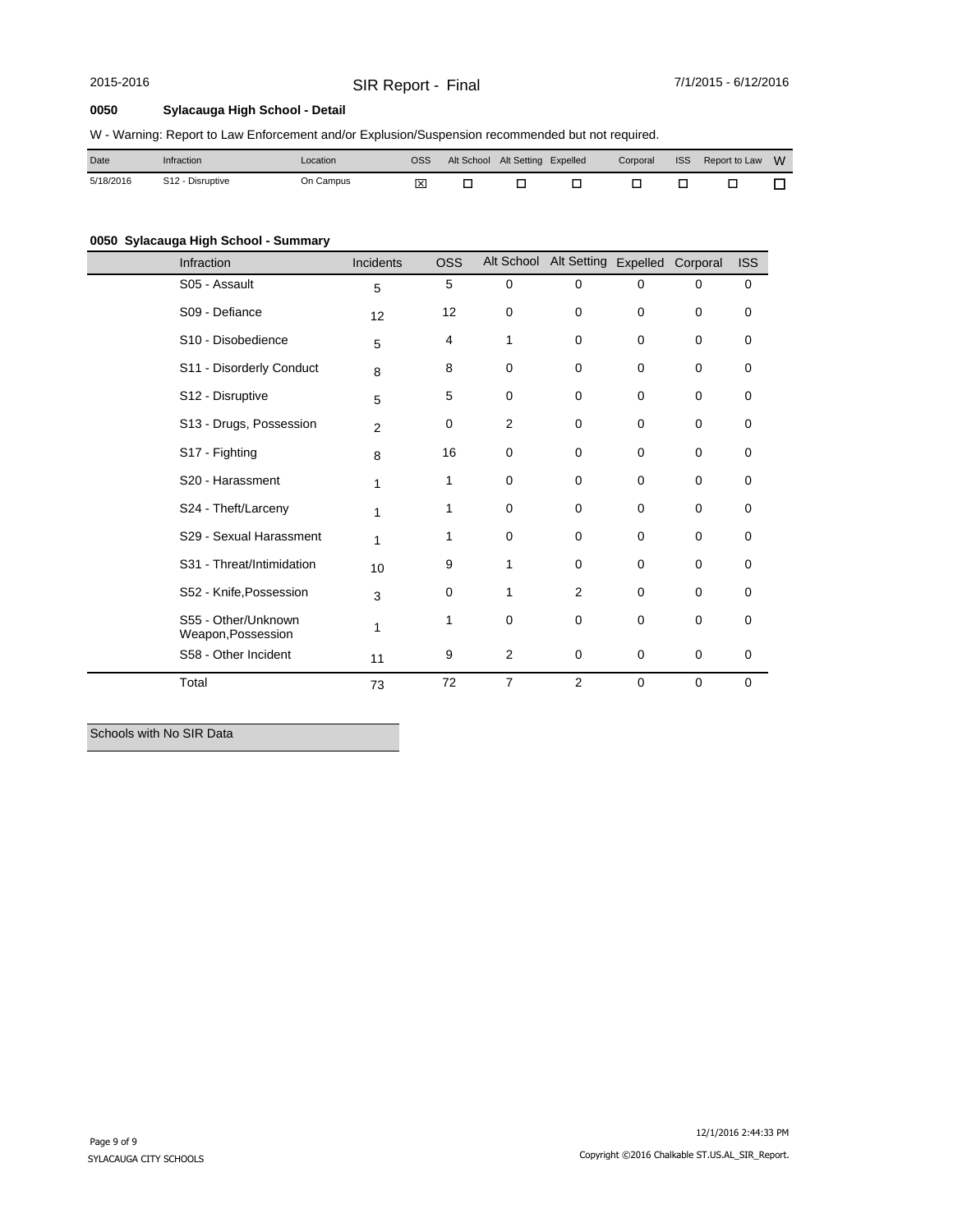**0050 Sylacauga High School - Detail**

W - Warning: Report to Law Enforcement and/or Explusion/Suspension recommended but not required.

| Date | Infraction | Location | OSS | Alt School | Alt Setting | Expelled | Corporal | ISS | Report to Law | W |
|---|---|---|---|---|---|---|---|---|---|---|
| 5/18/2016 | S12 - Disruptive | On Campus | ☒ | ☐ | ☐ | ☐ | ☐ | ☐ | ☐ | ☐ |

**0050 Sylacauga High School - Summary**

| Infraction | Incidents | OSS | Alt School | Alt Setting | Expelled | Corporal | ISS |
|---|---|---|---|---|---|---|---|
| S05 - Assault | 5 | 5 | 0 | 0 | 0 | 0 | 0 |
| S09 - Defiance | 12 | 12 | 0 | 0 | 0 | 0 | 0 |
| S10 - Disobedience | 5 | 4 | 1 | 0 | 0 | 0 | 0 |
| S11 - Disorderly Conduct | 8 | 8 | 0 | 0 | 0 | 0 | 0 |
| S12 - Disruptive | 5 | 5 | 0 | 0 | 0 | 0 | 0 |
| S13 - Drugs, Possession | 2 | 0 | 2 | 0 | 0 | 0 | 0 |
| S17 - Fighting | 8 | 16 | 0 | 0 | 0 | 0 | 0 |
| S20 - Harassment | 1 | 1 | 0 | 0 | 0 | 0 | 0 |
| S24 - Theft/Larceny | 1 | 1 | 0 | 0 | 0 | 0 | 0 |
| S29 - Sexual Harassment | 1 | 1 | 0 | 0 | 0 | 0 | 0 |
| S31 - Threat/Intimidation | 10 | 9 | 1 | 0 | 0 | 0 | 0 |
| S52 - Knife,Possession | 3 | 0 | 1 | 2 | 0 | 0 | 0 |
| S55 - Other/Unknown Weapon,Possession | 1 | 1 | 0 | 0 | 0 | 0 | 0 |
| S58 - Other Incident | 11 | 9 | 2 | 0 | 0 | 0 | 0 |
| Total | 73 | 72 | 7 | 2 | 0 | 0 | 0 |

Schools with No SIR Data